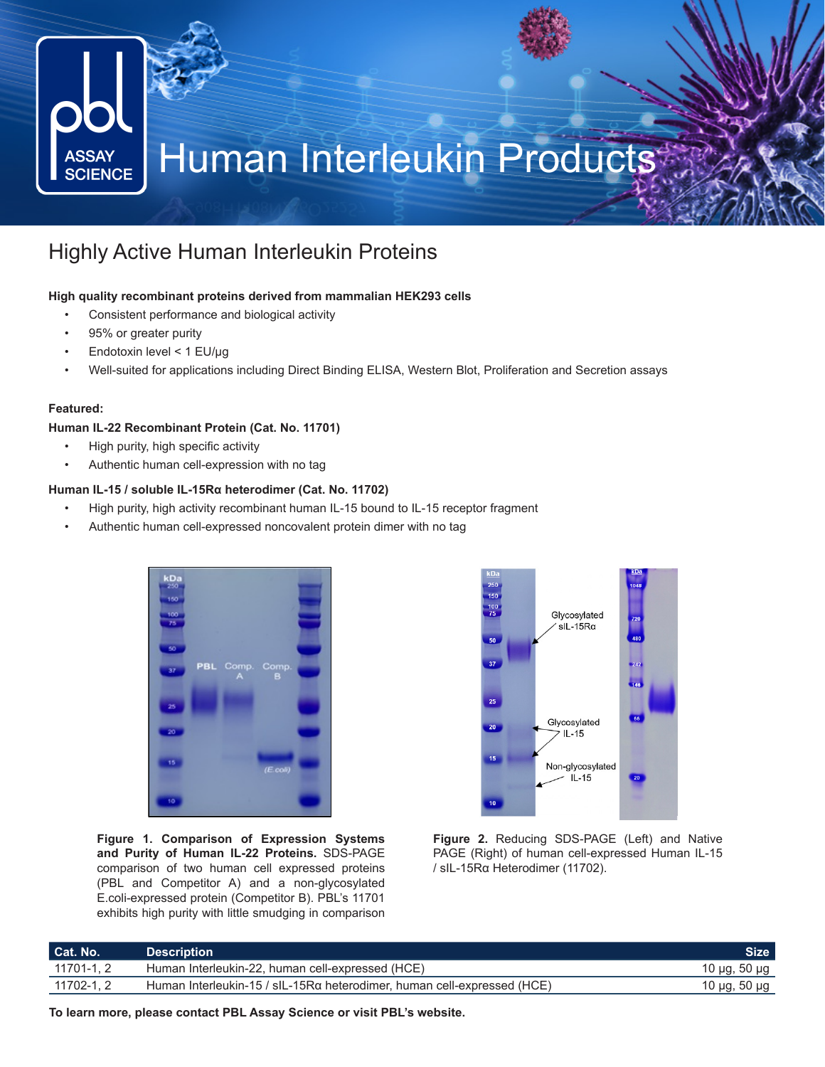# Human Interleukin Products

## Highly Active Human Interleukin Proteins

**High quality recombinant proteins derived from mammalian HEK293 cells**

- Consistent performance and biological activity
- 95% or greater purity
- Endotoxin level < 1 EU/µg
- Well-suited for applications including Direct Binding ELISA, Western Blot, Proliferation and Secretion assays

**Featured:**

**Human IL-22 Recombinant Protein (Cat. No. 11701)**

- High purity, high specific activity
- Authentic human cell-expression with no tag

**Human IL-15 / soluble IL-15Rα heterodimer (Cat. No. 11702)**

- High purity, high activity recombinant human IL-15 bound to IL-15 receptor fragment
- Authentic human cell-expressed noncovalent protein dimer with no tag

**Figure 1. Comparison of Expression Systems and Purity of Human IL-22 Proteins.** SDS-PAGE comparison of two human cell expressed proteins (PBL and Competitor A) and a non-glycosylated E.coli-expressed protein (Competitor B). PBL's 11701 exhibits high purity with little smudging in comparison

**Figure 2.** Reducing SDS-PAGE (Left) and Native PAGE (Right) of human cell-expressed Human IL-15 / sIL-15Rα Heterodimer (11702).

| Cat. No. | Description | Size |
|---|---|---|
| 11701-1, 2 | Human Interleukin-22, human cell-expressed (HCE) | 10 µg, 50 µg |
| 11702-1, 2 | Human Interleukin-15 / sIL-15Rα heterodimer, human cell-expressed (HCE) | 10 µg, 50 µg |

**To learn more, please contact PBL Assay Science or visit PBL's website.**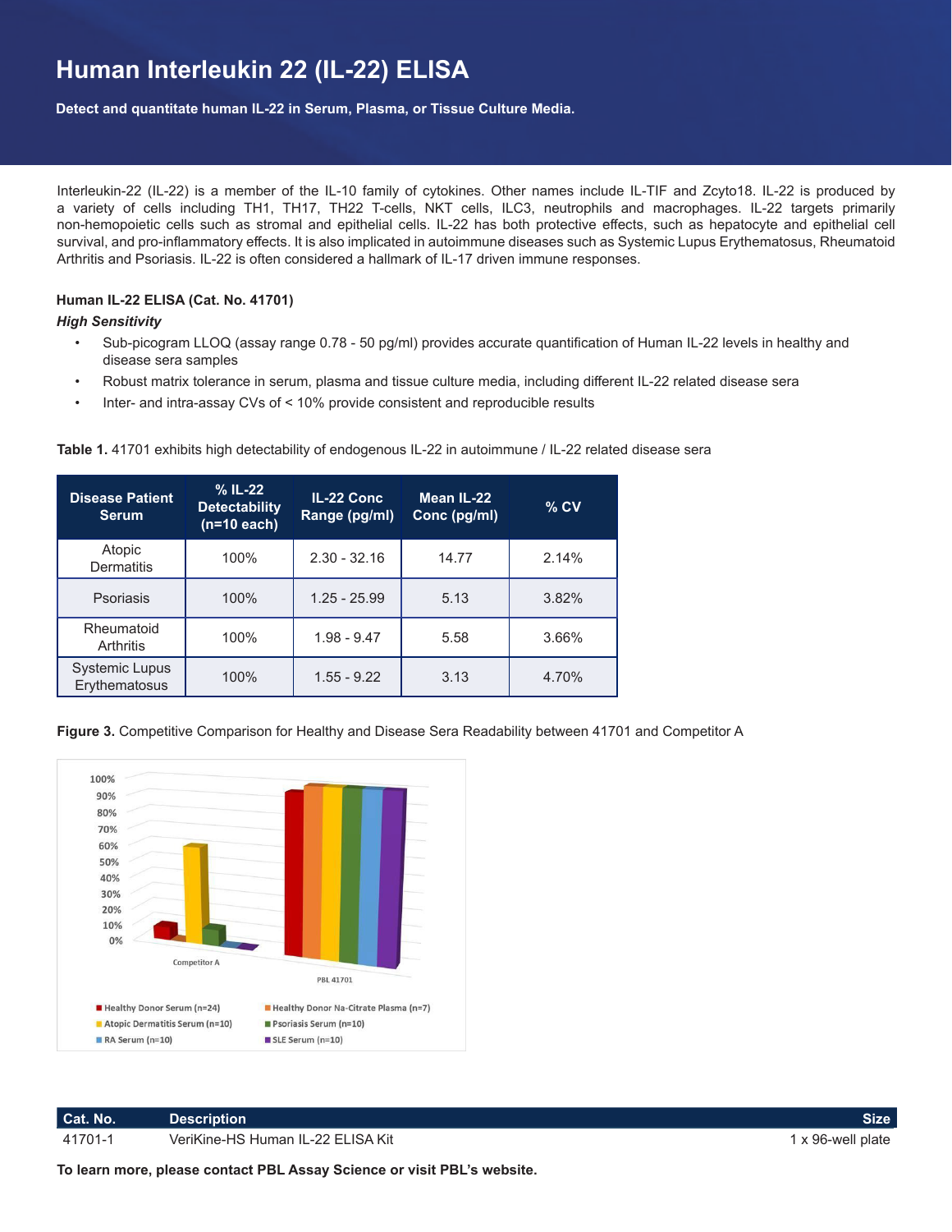# Human Interleukin 22 (IL-22) ELISA

**Detect and quantitate human IL-22 in Serum, Plasma, or Tissue Culture Media.**

Interleukin-22 (IL-22) is a member of the IL-10 family of cytokines. Other names include IL-TIF and Zcyto18. IL-22 is produced by a variety of cells including TH1, TH17, TH22 T-cells, NKT cells, ILC3, neutrophils and macrophages. IL-22 targets primarily non-hemopoietic cells such as stromal and epithelial cells. IL-22 has both protective effects, such as hepatocyte and epithelial cell survival, and pro-inflammatory effects. It is also implicated in autoimmune diseases such as Systemic Lupus Erythematosus, Rheumatoid Arthritis and Psoriasis. IL-22 is often considered a hallmark of IL-17 driven immune responses.

**Human IL-22 ELISA (Cat. No. 41701)**

***High Sensitivity***

- Sub-picogram LLOQ (assay range 0.78 - 50 pg/ml) provides accurate quantification of Human IL-22 levels in healthy and disease sera samples
- Robust matrix tolerance in serum, plasma and tissue culture media, including different IL-22 related disease sera
- Inter- and intra-assay CVs of < 10% provide consistent and reproducible results

**Table 1.** 41701 exhibits high detectability of endogenous IL-22 in autoimmune / IL-22 related disease sera

| Disease Patient Serum | % IL-22 Detectability (n=10 each) | IL-22 Conc Range (pg/ml) | Mean IL-22 Conc (pg/ml) | % CV |
|---|---|---|---|---|
| Atopic Dermatitis | 100% | 2.30 - 32.16 | 14.77 | 2.14% |
| Psoriasis | 100% | 1.25 - 25.99 | 5.13 | 3.82% |
| Rheumatoid Arthritis | 100% | 1.98 - 9.47 | 5.58 | 3.66% |
| Systemic Lupus Erythematosus | 100% | 1.55 - 9.22 | 3.13 | 4.70% |

**Figure 3.** Competitive Comparison for Healthy and Disease Sera Readability between 41701 and Competitor A

| Cat. No. | Description | Size |
|---|---|---|
| 41701-1 | VeriKine-HS Human IL-22 ELISA Kit | 1 x 96-well plate |

**To learn more, please contact PBL Assay Science or visit PBL's website.**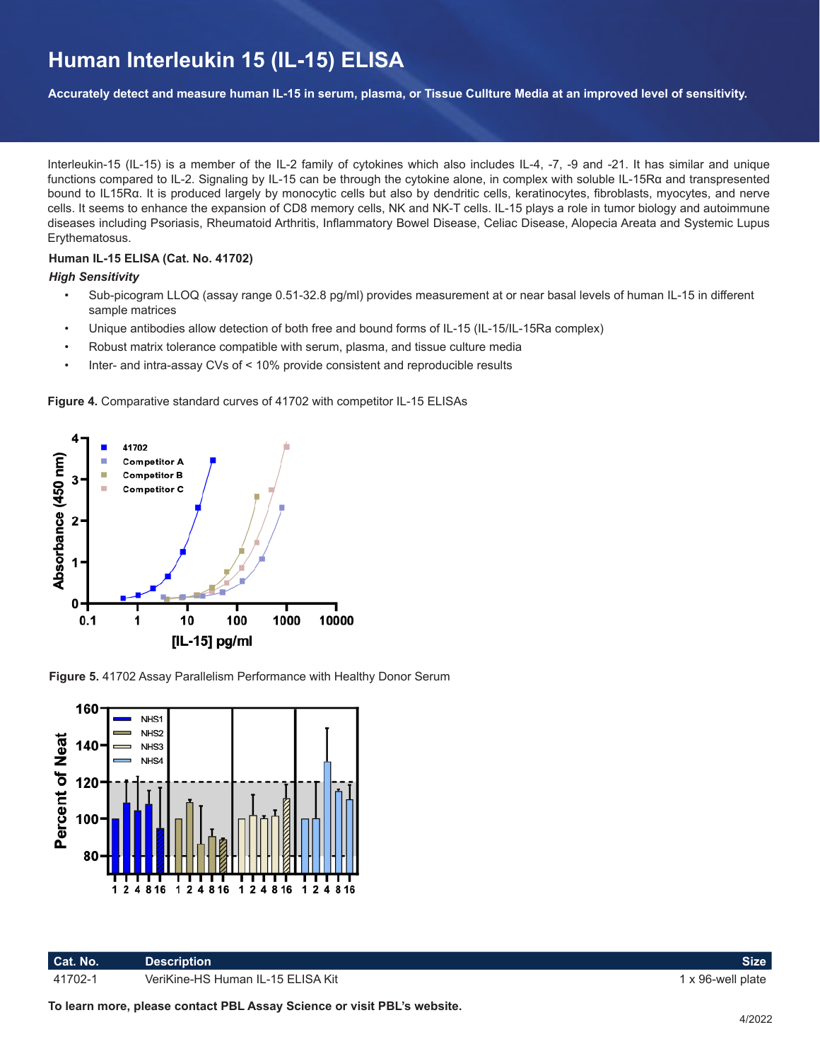# Human Interleukin 15 (IL-15) ELISA

**Accurately detect and measure human IL-15 in serum, plasma, or Tissue Cullture Media at an improved level of sensitivity.**

Interleukin-15 (IL-15) is a member of the IL-2 family of cytokines which also includes IL-4, -7, -9 and -21. It has similar and unique functions compared to IL-2. Signaling by IL-15 can be through the cytokine alone, in complex with soluble IL-15Rα and transpresented bound to IL15Rα. It is produced largely by monocytic cells but also by dendritic cells, keratinocytes, fibroblasts, myocytes, and nerve cells. It seems to enhance the expansion of CD8 memory cells, NK and NK-T cells. IL-15 plays a role in tumor biology and autoimmune diseases including Psoriasis, Rheumatoid Arthritis, Inflammatory Bowel Disease, Celiac Disease, Alopecia Areata and Systemic Lupus Erythematosus.

**Human IL-15 ELISA (Cat. No. 41702)**

***High Sensitivity***

- Sub-picogram LLOQ (assay range 0.51-32.8 pg/ml) provides measurement at or near basal levels of human IL-15 in different sample matrices
- Unique antibodies allow detection of both free and bound forms of IL-15 (IL-15/IL-15Ra complex)
- Robust matrix tolerance compatible with serum, plasma, and tissue culture media
- Inter- and intra-assay CVs of < 10% provide consistent and reproducible results

**Figure 4.** Comparative standard curves of 41702 with competitor IL-15 ELISAs

41702
Competitor A
Competitor B
Competitor C

Absorbance (450 nm)
0
1
2
3
4

0.1
1
10
100
1000
10000
[IL-15] pg/ml

**Figure 5.** 41702 Assay Parallelism Performance with Healthy Donor Serum

NHS1
NHS2
NHS3
NHS4

Percent of Neat
80
100
120
140
160

1 2 4 8 16 1 2 4 8 16 1 2 4 8 16 1 2 4 8 16

| Cat. No. | Description | Size |
|---|---|---|
| 41702-1 | VeriKine-HS Human IL-15 ELISA Kit | 1 x 96-well plate |

**To learn more, please contact PBL Assay Science or visit PBL's website.**

4/2022